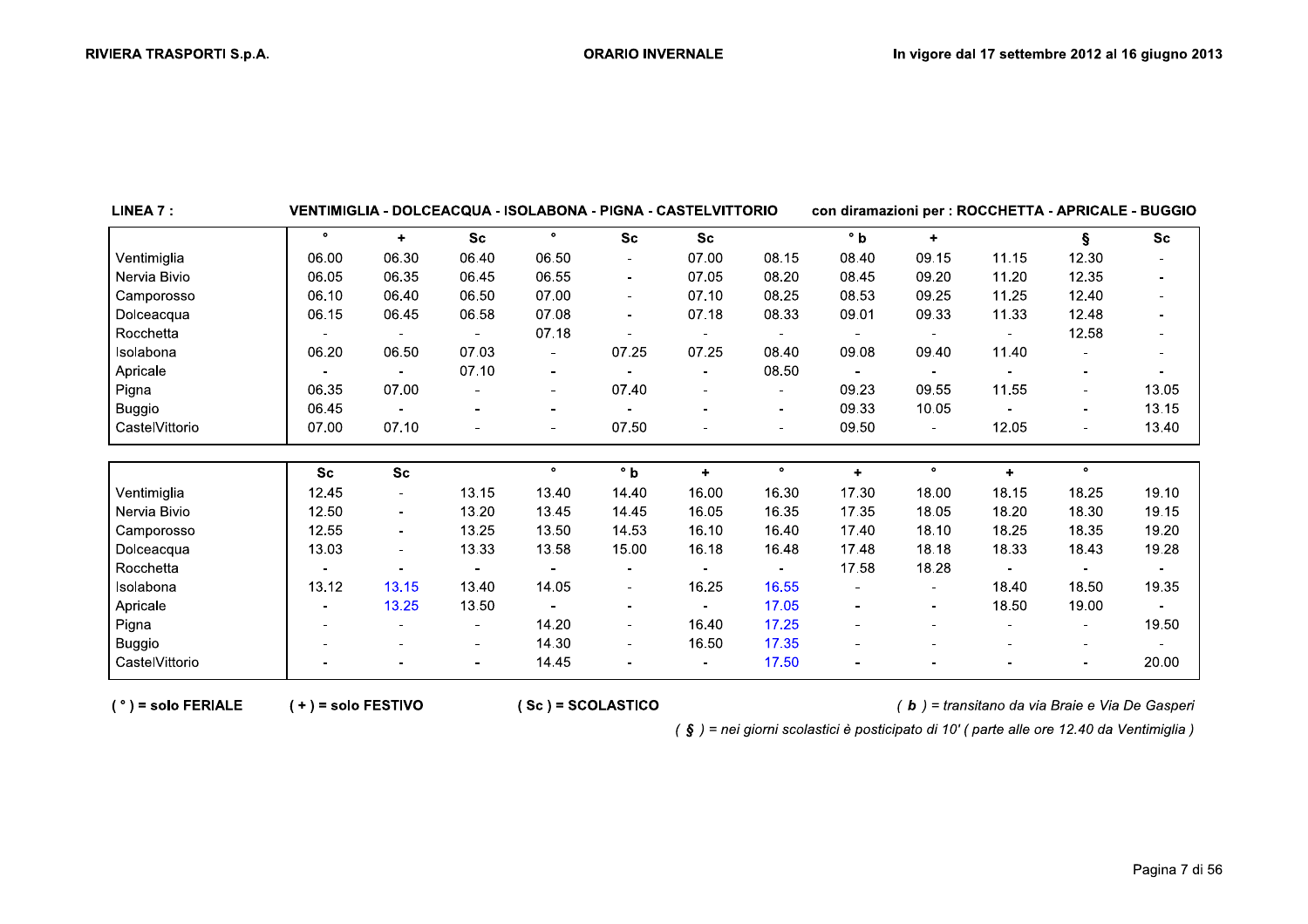RIVIERA TRASPORTI S.p.A.

ORARIO INVERNALE

In vigore dal 17 settembre 2012 al 16 giugno 2013

**LINEA 7 :** **VENTIMIGLIA - DOLCEACQUA - ISOLABONA - PIGNA - CASTELVITTORIO** con diramazioni per : **ROCCHETTA - APRICALE - BUGGIO**

| | ° | + | Sc | ° | Sc | Sc | | ° b | + | | § | Sc |
|---|---|---|---|---|---|---|---|---|---|---|---|---|
| Ventimiglia | 06.00 | 06.30 | 06.40 | 06.50 | - | 07.00 | 08.15 | 08.40 | 09.15 | 11.15 | 12.30 | - |
| Nervia Bivio | 06.05 | 06.35 | 06.45 | 06.55 | - | 07.05 | 08.20 | 08.45 | 09.20 | 11.20 | 12.35 | - |
| Camporosso | 06.10 | 06.40 | 06.50 | 07.00 | - | 07.10 | 08.25 | 08.53 | 09.25 | 11.25 | 12.40 | - |
| Dolceacqua | 06.15 | 06.45 | 06.58 | 07.08 | - | 07.18 | 08.33 | 09.01 | 09.33 | 11.33 | 12.48 | - |
| Rocchetta | - | - | - | 07.18 | - | - | - | - | - | - | 12.58 | - |
| Isolabona | 06.20 | 06.50 | 07.03 | - | 07.25 | 07.25 | 08.40 | 09.08 | 09.40 | 11.40 | - | - |
| Apricale | - | - | 07.10 | - | - | - | 08.50 | - | - | - | - | - |
| Pigna | 06.35 | 07.00 | - | - | 07.40 | - | - | 09.23 | 09.55 | 11.55 | - | 13.05 |
| Buggio | 06.45 | - | - | - | - | - | - | 09.33 | 10.05 | - | - | 13.15 |
| CastelVittorio | 07.00 | 07.10 | - | - | 07.50 | - | - | 09.50 | - | 12.05 | - | 13.40 |

| | Sc | Sc | | ° | ° b | + | ° | + | ° | + | ° | |
|---|---|---|---|---|---|---|---|---|---|---|---|---|
| Ventimiglia | 12.45 | - | 13.15 | 13.40 | 14.40 | 16.00 | 16.30 | 17.30 | 18.00 | 18.15 | 18.25 | 19.10 |
| Nervia Bivio | 12.50 | - | 13.20 | 13.45 | 14.45 | 16.05 | 16.35 | 17.35 | 18.05 | 18.20 | 18.30 | 19.15 |
| Camporosso | 12.55 | - | 13.25 | 13.50 | 14.53 | 16.10 | 16.40 | 17.40 | 18.10 | 18.25 | 18.35 | 19.20 |
| Dolceacqua | 13.03 | - | 13.33 | 13.58 | 15.00 | 16.18 | 16.48 | 17.48 | 18.18 | 18.33 | 18.43 | 19.28 |
| Rocchetta | - | - | - | - | - | - | - | 17.58 | 18.28 | - | - | - |
| Isolabona | 13.12 | 13.15 | 13.40 | 14.05 | - | 16.25 | 16.55 | - | - | 18.40 | 18.50 | 19.35 |
| Apricale | - | 13.25 | 13.50 | - | - | - | 17.05 | - | - | 18.50 | 19.00 | - |
| Pigna | - | - | - | 14.20 | - | 16.40 | 17.25 | - | - | - | - | 19.50 |
| Buggio | - | - | - | 14.30 | - | 16.50 | 17.35 | - | - | - | - | - |
| CastelVittorio | - | - | - | 14.45 | - | - | 17.50 | - | - | - | - | 20.00 |

**( ° ) = solo FERIALE** **( + ) = solo FESTIVO** **( Sc ) = SCOLASTICO** *( **b** ) = transitano da via Braie e Via De Gasperi*

*( **§** ) = nei giorni scolastici è posticipato di 10' ( parte alle ore 12.40 da Ventimiglia )*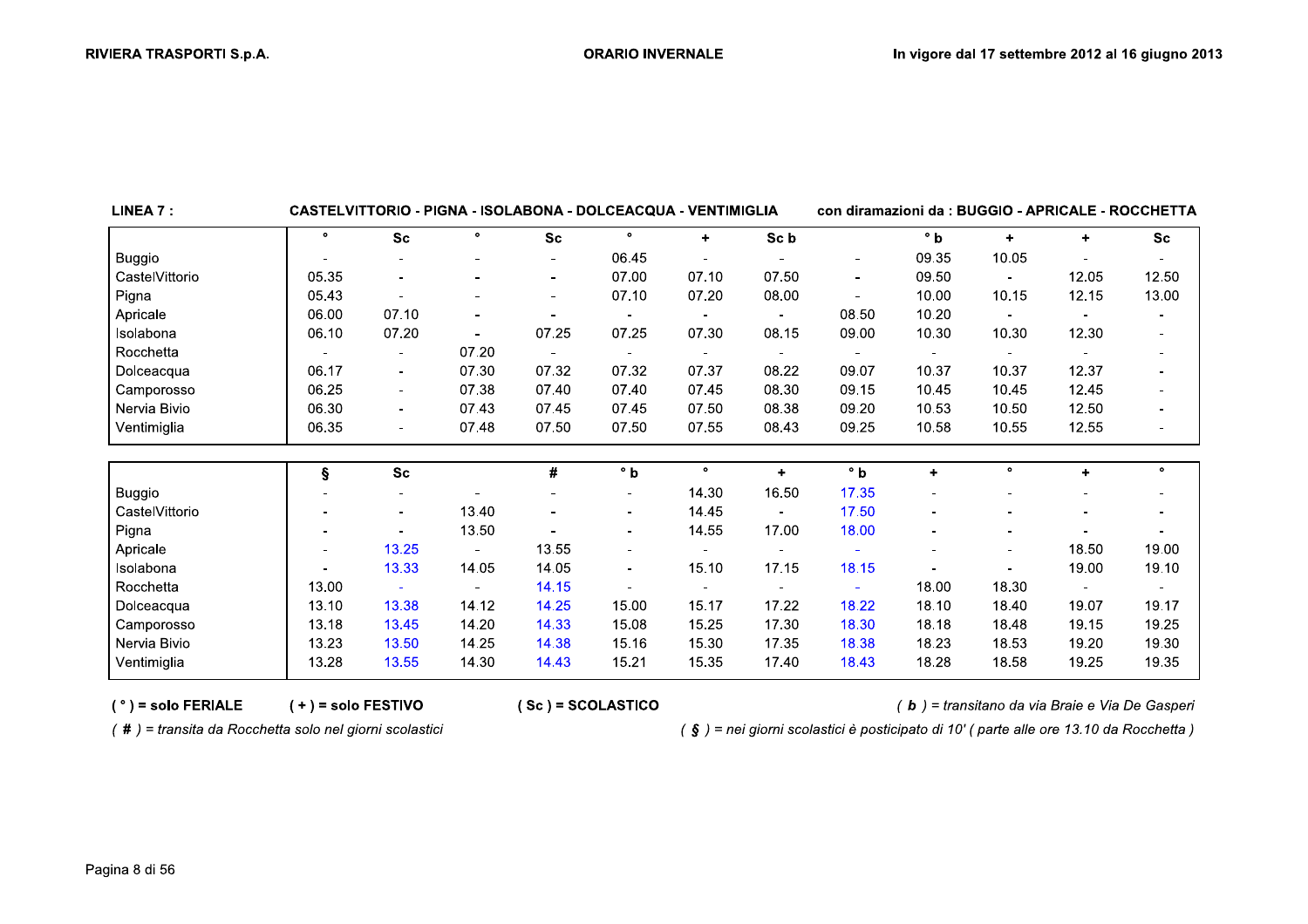RIVIERA TRASPORTI S.p.A.

ORARIO INVERNALE

In vigore dal 17 settembre 2012 al 16 giugno 2013

**LINEA 7 :** **CASTELVITTORIO - PIGNA - ISOLABONA - DOLCEACQUA - VENTIMIGLIA** **con diramazioni da : BUGGIO - APRICALE - ROCCHETTA**

| | ° | Sc | ° | Sc | ° | + | Sc b | | ° b | + | + | Sc |
|---|---|---|---|---|---|---|---|---|---|---|---|---|
| Buggio | - | - | - | - | 06.45 | - | - | - | 09.35 | 10.05 | - | - |
| CastelVittorio | 05.35 | - | - | - | 07.00 | 07.10 | 07.50 | - | 09.50 | - | 12.05 | 12.50 |
| Pigna | 05.43 | - | - | - | 07.10 | 07.20 | 08.00 | - | 10.00 | 10.15 | 12.15 | 13.00 |
| Apricale | 06.00 | 07.10 | - | - | - | - | - | 08.50 | 10.20 | - | - | - |
| Isolabona | 06.10 | 07.20 | - | 07.25 | 07.25 | 07.30 | 08.15 | 09.00 | 10.30 | 10.30 | 12.30 | - |
| Rocchetta | - | - | 07.20 | - | - | - | - | - | - | - | - | - |
| Dolceacqua | 06.17 | - | 07.30 | 07.32 | 07.32 | 07.37 | 08.22 | 09.07 | 10.37 | 10.37 | 12.37 | - |
| Camporosso | 06.25 | - | 07.38 | 07.40 | 07.40 | 07.45 | 08.30 | 09.15 | 10.45 | 10.45 | 12.45 | - |
| Nervia Bivio | 06.30 | - | 07.43 | 07.45 | 07.45 | 07.50 | 08.38 | 09.20 | 10.53 | 10.50 | 12.50 | - |
| Ventimiglia | 06.35 | - | 07.48 | 07.50 | 07.50 | 07.55 | 08.43 | 09.25 | 10.58 | 10.55 | 12.55 | - |

| | § | Sc | | # | ° b | ° | + | ° b | + | ° | + | ° |
|---|---|---|---|---|---|---|---|---|---|---|---|---|
| Buggio | - | - | - | - | - | 14.30 | 16.50 | 17.35 | - | - | - | - |
| CastelVittorio | - | - | 13.40 | - | - | 14.45 | - | 17.50 | - | - | - | - |
| Pigna | - | - | 13.50 | - | - | 14.55 | 17.00 | 18.00 | - | - | - | - |
| Apricale | - | 13.25 | - | 13.55 | - | - | - | - | - | - | 18.50 | 19.00 |
| Isolabona | - | 13.33 | 14.05 | 14.05 | - | 15.10 | 17.15 | 18.15 | - | - | 19.00 | 19.10 |
| Rocchetta | 13.00 | - | - | 14.15 | - | - | - | - | 18.00 | 18.30 | - | - |
| Dolceacqua | 13.10 | 13.38 | 14.12 | 14.25 | 15.00 | 15.17 | 17.22 | 18.22 | 18.10 | 18.40 | 19.07 | 19.17 |
| Camporosso | 13.18 | 13.45 | 14.20 | 14.33 | 15.08 | 15.25 | 17.30 | 18.30 | 18.18 | 18.48 | 19.15 | 19.25 |
| Nervia Bivio | 13.23 | 13.50 | 14.25 | 14.38 | 15.16 | 15.30 | 17.35 | 18.38 | 18.23 | 18.53 | 19.20 | 19.30 |
| Ventimiglia | 13.28 | 13.55 | 14.30 | 14.43 | 15.21 | 15.35 | 17.40 | 18.43 | 18.28 | 18.58 | 19.25 | 19.35 |

**( ° ) = solo FERIALE** **( + ) = solo FESTIVO** **( Sc ) = SCOLASTICO** *( **b** ) = transitano da via Braie e Via De Gasperi*

*( **#** ) = transita da Rocchetta solo nel giorni scolastici* *( **§** ) = nei giorni scolastici è posticipato di 10' ( parte alle ore 13.10 da Rocchetta )*